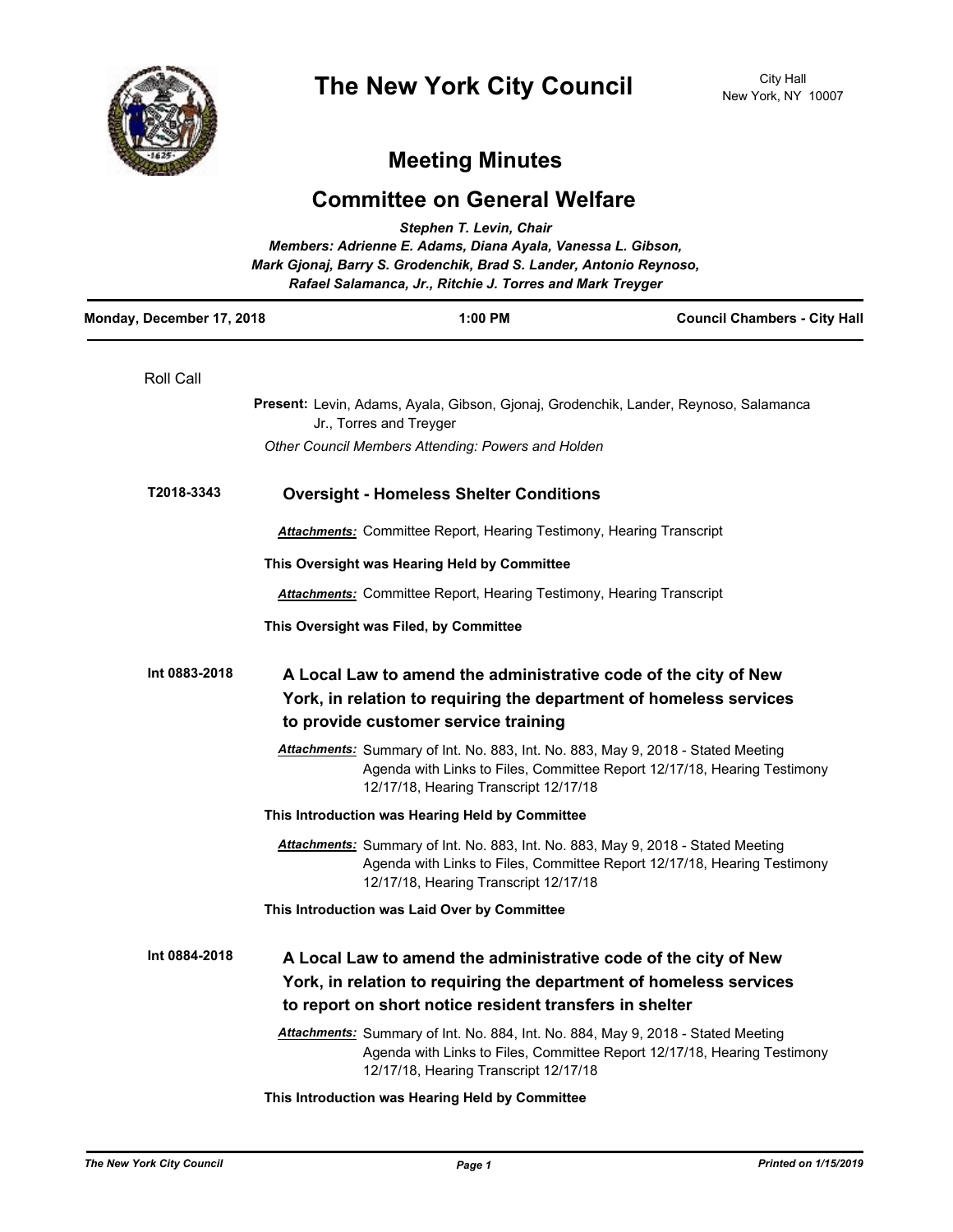# The New York City Council

City Hall
New York, NY 10007

## Meeting Minutes

## Committee on General Welfare

*Stephen T. Levin, Chair*
*Members: Adrienne E. Adams, Diana Ayala, Vanessa L. Gibson, Mark Gjonaj, Barry S. Grodenchik, Brad S. Lander, Antonio Reynoso, Rafael Salamanca, Jr., Ritchie J. Torres and Mark Treyger*

| Monday, December 17, 2018 | 1:00 PM | Council Chambers - City Hall |
|---|---|---|

Roll Call

**Present:** Levin, Adams, Ayala, Gibson, Gjonaj, Grodenchik, Lander, Reynoso, Salamanca Jr., Torres and Treyger

*Other Council Members Attending: Powers and Holden*

**T2018-3343** **Oversight - Homeless Shelter Conditions**

***Attachments:*** Committee Report, Hearing Testimony, Hearing Transcript

**This Oversight was Hearing Held by Committee**

***Attachments:*** Committee Report, Hearing Testimony, Hearing Transcript

**This Oversight was Filed, by Committee**

**Int 0883-2018** **A Local Law to amend the administrative code of the city of New York, in relation to requiring the department of homeless services to provide customer service training**

***Attachments:*** Summary of Int. No. 883, Int. No. 883, May 9, 2018 - Stated Meeting Agenda with Links to Files, Committee Report 12/17/18, Hearing Testimony 12/17/18, Hearing Transcript 12/17/18

**This Introduction was Hearing Held by Committee**

***Attachments:*** Summary of Int. No. 883, Int. No. 883, May 9, 2018 - Stated Meeting Agenda with Links to Files, Committee Report 12/17/18, Hearing Testimony 12/17/18, Hearing Transcript 12/17/18

**This Introduction was Laid Over by Committee**

**Int 0884-2018** **A Local Law to amend the administrative code of the city of New York, in relation to requiring the department of homeless services to report on short notice resident transfers in shelter**

***Attachments:*** Summary of Int. No. 884, Int. No. 884, May 9, 2018 - Stated Meeting Agenda with Links to Files, Committee Report 12/17/18, Hearing Testimony 12/17/18, Hearing Transcript 12/17/18

**This Introduction was Hearing Held by Committee**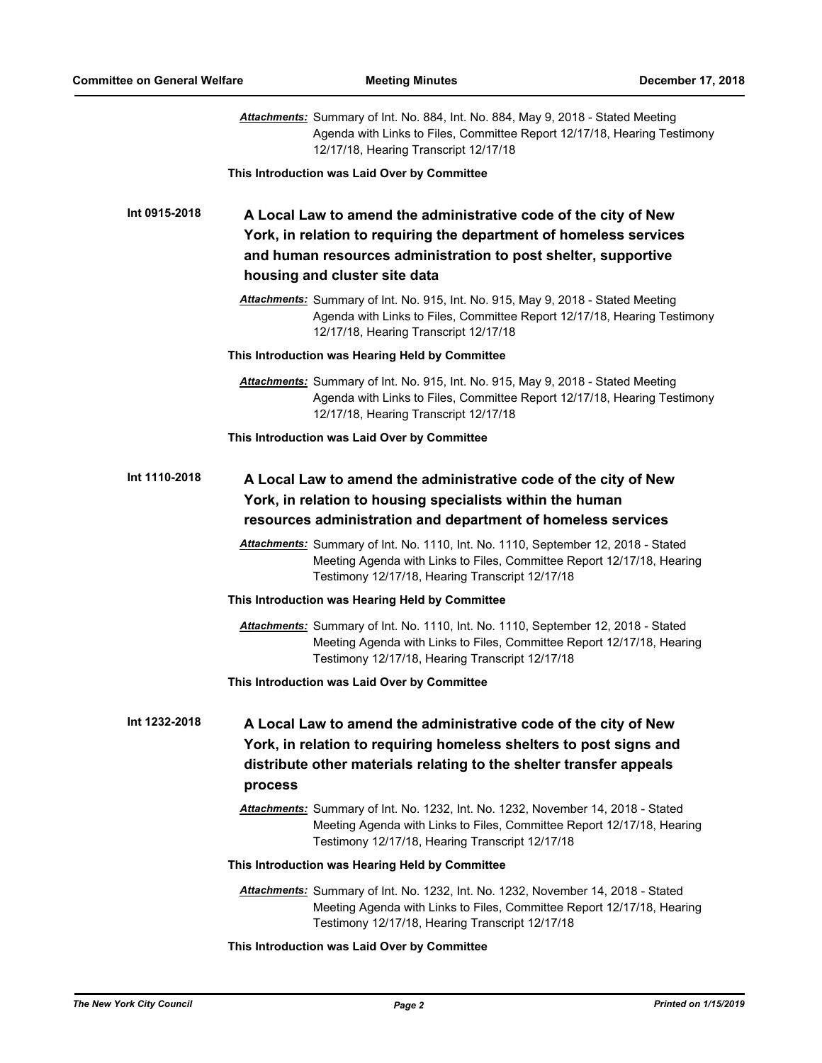***Attachments:*** Summary of Int. No. 884, Int. No. 884, May 9, 2018 - Stated Meeting Agenda with Links to Files, Committee Report 12/17/18, Hearing Testimony 12/17/18, Hearing Transcript 12/17/18

**This Introduction was Laid Over by Committee**

**Int 0915-2018** **A Local Law to amend the administrative code of the city of New York, in relation to requiring the department of homeless services and human resources administration to post shelter, supportive housing and cluster site data**

***Attachments:*** Summary of Int. No. 915, Int. No. 915, May 9, 2018 - Stated Meeting Agenda with Links to Files, Committee Report 12/17/18, Hearing Testimony 12/17/18, Hearing Transcript 12/17/18

**This Introduction was Hearing Held by Committee**

***Attachments:*** Summary of Int. No. 915, Int. No. 915, May 9, 2018 - Stated Meeting Agenda with Links to Files, Committee Report 12/17/18, Hearing Testimony 12/17/18, Hearing Transcript 12/17/18

**This Introduction was Laid Over by Committee**

**Int 1110-2018** **A Local Law to amend the administrative code of the city of New York, in relation to housing specialists within the human resources administration and department of homeless services**

***Attachments:*** Summary of Int. No. 1110, Int. No. 1110, September 12, 2018 - Stated Meeting Agenda with Links to Files, Committee Report 12/17/18, Hearing Testimony 12/17/18, Hearing Transcript 12/17/18

**This Introduction was Hearing Held by Committee**

***Attachments:*** Summary of Int. No. 1110, Int. No. 1110, September 12, 2018 - Stated Meeting Agenda with Links to Files, Committee Report 12/17/18, Hearing Testimony 12/17/18, Hearing Transcript 12/17/18

**This Introduction was Laid Over by Committee**

**Int 1232-2018** **A Local Law to amend the administrative code of the city of New York, in relation to requiring homeless shelters to post signs and distribute other materials relating to the shelter transfer appeals process**

***Attachments:*** Summary of Int. No. 1232, Int. No. 1232, November 14, 2018 - Stated Meeting Agenda with Links to Files, Committee Report 12/17/18, Hearing Testimony 12/17/18, Hearing Transcript 12/17/18

**This Introduction was Hearing Held by Committee**

***Attachments:*** Summary of Int. No. 1232, Int. No. 1232, November 14, 2018 - Stated Meeting Agenda with Links to Files, Committee Report 12/17/18, Hearing Testimony 12/17/18, Hearing Transcript 12/17/18

**This Introduction was Laid Over by Committee**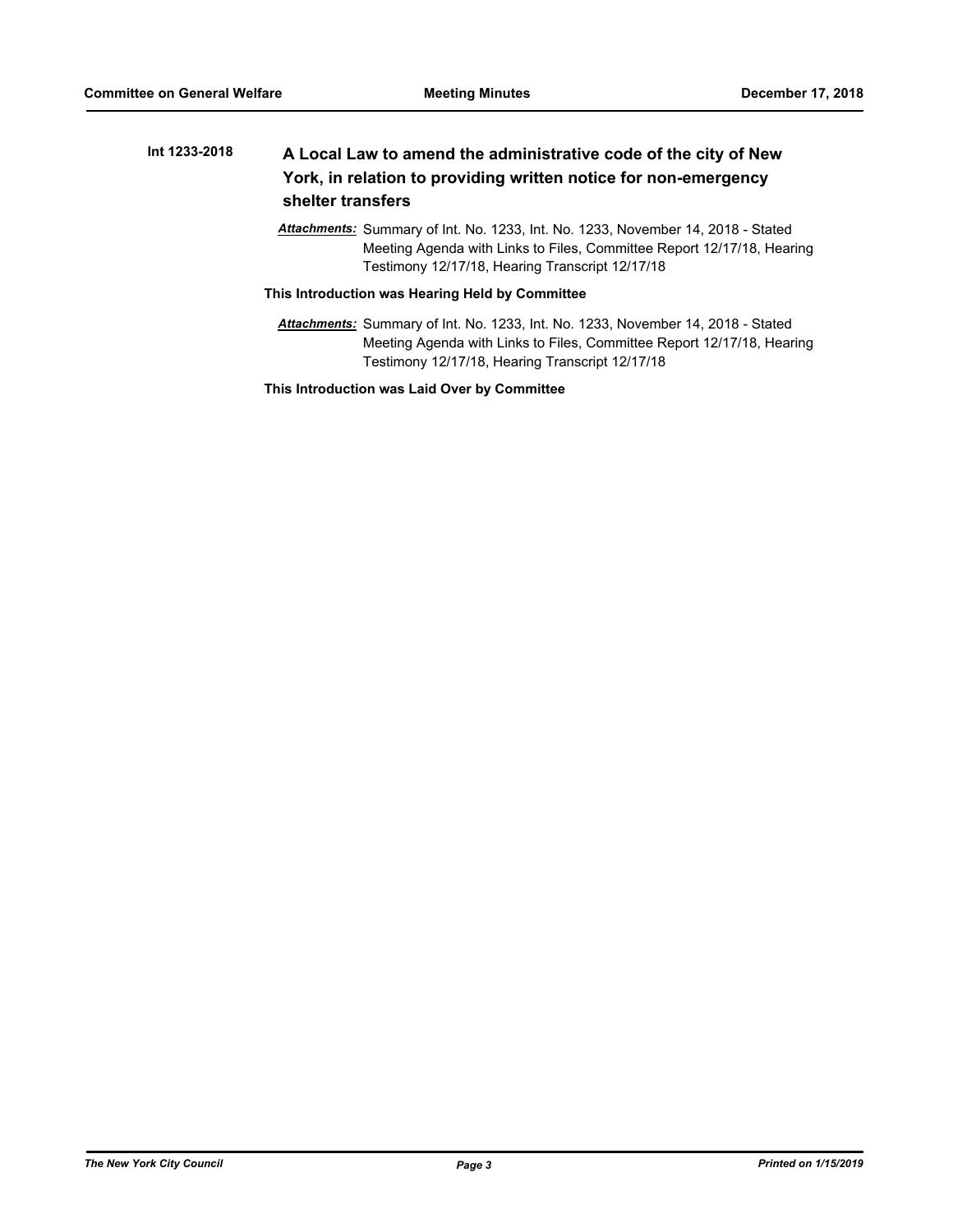**Int 1233-2018** **A Local Law to amend the administrative code of the city of New York, in relation to providing written notice for non-emergency shelter transfers**

***Attachments:*** Summary of Int. No. 1233, Int. No. 1233, November 14, 2018 - Stated Meeting Agenda with Links to Files, Committee Report 12/17/18, Hearing Testimony 12/17/18, Hearing Transcript 12/17/18

**This Introduction was Hearing Held by Committee**

***Attachments:*** Summary of Int. No. 1233, Int. No. 1233, November 14, 2018 - Stated Meeting Agenda with Links to Files, Committee Report 12/17/18, Hearing Testimony 12/17/18, Hearing Transcript 12/17/18

**This Introduction was Laid Over by Committee**